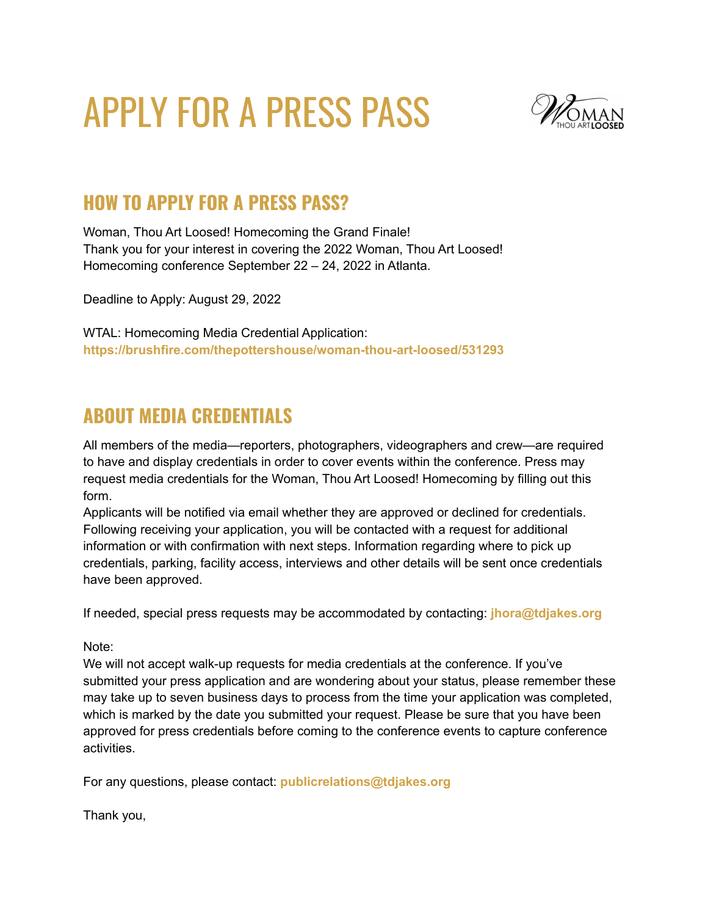# APPLY FOR A PRESS PASS

## HOW TO APPLY FOR A PRESS PASS?

Woman, Thou Art Loosed! Homecoming the Grand Finale!
Thank you for your interest in covering the 2022 Woman, Thou Art Loosed! Homecoming conference September 22 – 24, 2022 in Atlanta.

Deadline to Apply: August 29, 2022

WTAL: Homecoming Media Credential Application:
**https://brushfire.com/thepottershouse/woman-thou-art-loosed/531293**

## ABOUT MEDIA CREDENTIALS

All members of the media—reporters, photographers, videographers and crew—are required to have and display credentials in order to cover events within the conference. Press may request media credentials for the Woman, Thou Art Loosed! Homecoming by filling out this form.
Applicants will be notified via email whether they are approved or declined for credentials. Following receiving your application, you will be contacted with a request for additional information or with confirmation with next steps. Information regarding where to pick up credentials, parking, facility access, interviews and other details will be sent once credentials have been approved.

If needed, special press requests may be accommodated by contacting: **jhora@tdjakes.org**

Note:
We will not accept walk-up requests for media credentials at the conference. If you've submitted your press application and are wondering about your status, please remember these may take up to seven business days to process from the time your application was completed, which is marked by the date you submitted your request. Please be sure that you have been approved for press credentials before coming to the conference events to capture conference activities.

For any questions, please contact: **publicrelations@tdjakes.org**

Thank you,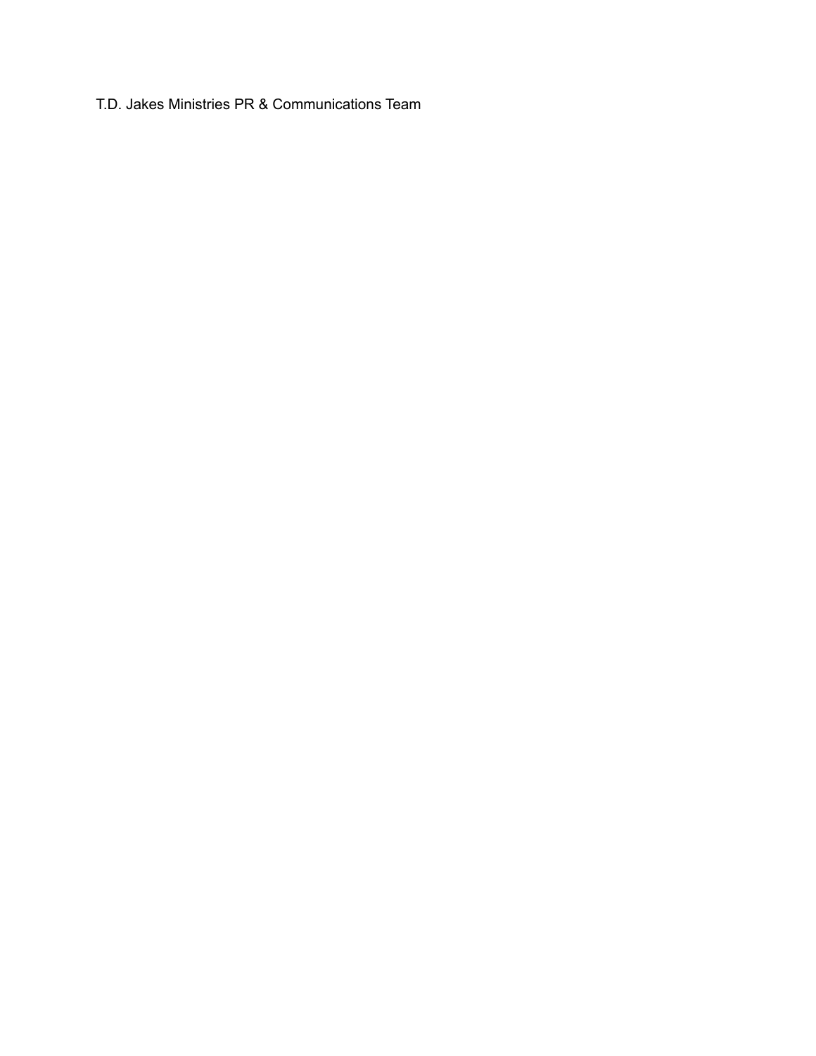T.D. Jakes Ministries PR & Communications Team